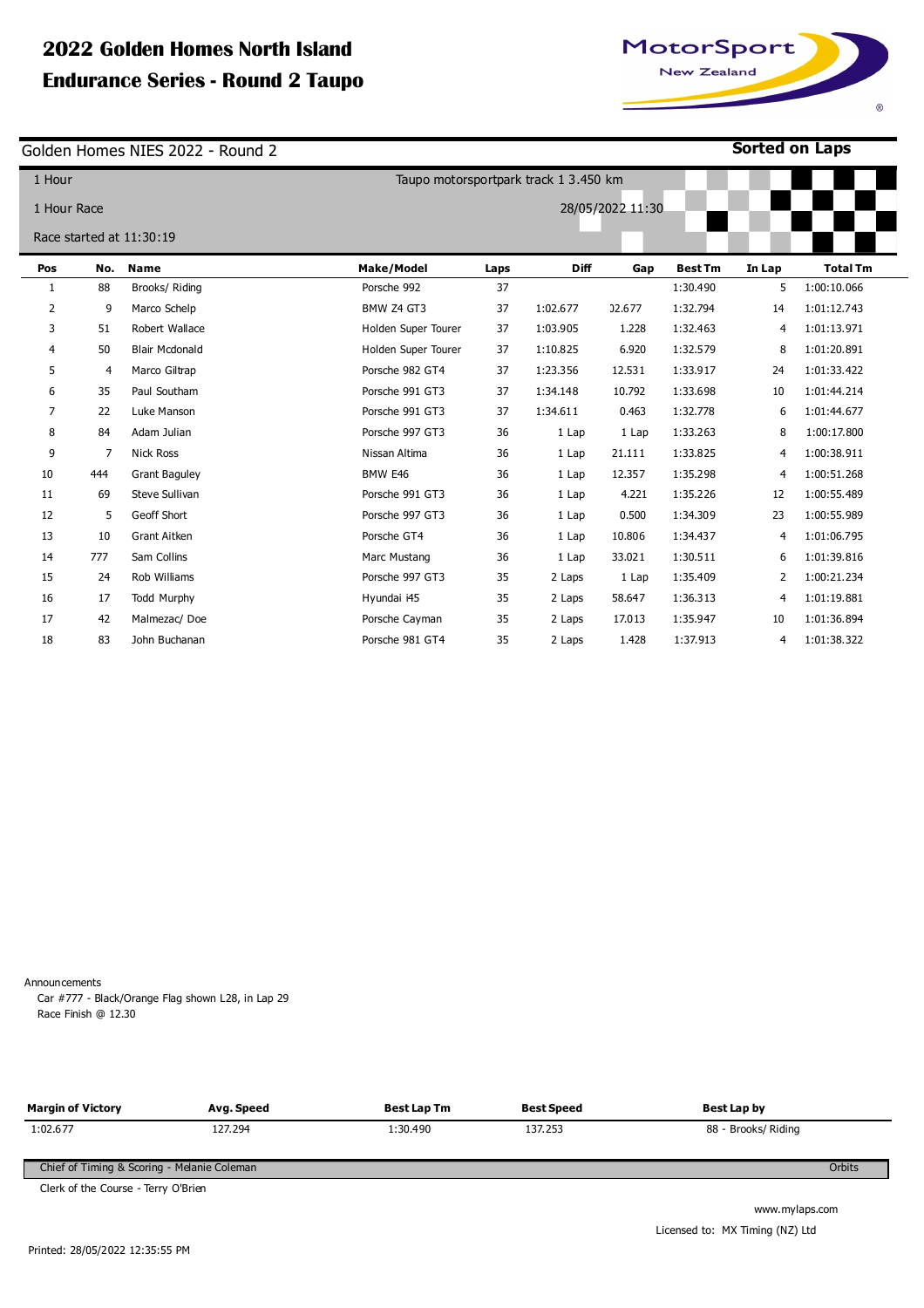# 2022 Golden Homes North Island Endurance Series - Round 2 Taupo

## Golden Homes NIES 2022 - Round 2

**Sorted on Laps**

1 Hour

Taupo motorsportpark track 1 3.450 km

1 Hour Race

28/05/2022 11:30

Race started at 11:30:19

| Pos | No. | Name | Make/Model | Laps | Diff | Gap | Best Tm | In Lap | Total Tm |
|---|---|---|---|---|---|---|---|---|---|
| 1 | 88 | Brooks/ Riding | Porsche 992 | 37 | | | 1:30.490 | 5 | 1:00:10.066 |
| 2 | 9 | Marco Schelp | BMW Z4 GT3 | 37 | 1:02.677 | 02.677 | 1:32.794 | 14 | 1:01:12.743 |
| 3 | 51 | Robert Wallace | Holden Super Tourer | 37 | 1:03.905 | 1.228 | 1:32.463 | 4 | 1:01:13.971 |
| 4 | 50 | Blair Mcdonald | Holden Super Tourer | 37 | 1:10.825 | 6.920 | 1:32.579 | 8 | 1:01:20.891 |
| 5 | 4 | Marco Giltrap | Porsche 982 GT4 | 37 | 1:23.356 | 12.531 | 1:33.917 | 24 | 1:01:33.422 |
| 6 | 35 | Paul Southam | Porsche 991 GT3 | 37 | 1:34.148 | 10.792 | 1:33.698 | 10 | 1:01:44.214 |
| 7 | 22 | Luke Manson | Porsche 991 GT3 | 37 | 1:34.611 | 0.463 | 1:32.778 | 6 | 1:01:44.677 |
| 8 | 84 | Adam Julian | Porsche 997 GT3 | 36 | 1 Lap | 1 Lap | 1:33.263 | 8 | 1:00:17.800 |
| 9 | 7 | Nick Ross | Nissan Altima | 36 | 1 Lap | 21.111 | 1:33.825 | 4 | 1:00:38.911 |
| 10 | 444 | Grant Baguley | BMW E46 | 36 | 1 Lap | 12.357 | 1:35.298 | 4 | 1:00:51.268 |
| 11 | 69 | Steve Sullivan | Porsche 991 GT3 | 36 | 1 Lap | 4.221 | 1:35.226 | 12 | 1:00:55.489 |
| 12 | 5 | Geoff Short | Porsche 997 GT3 | 36 | 1 Lap | 0.500 | 1:34.309 | 23 | 1:00:55.989 |
| 13 | 10 | Grant Aitken | Porsche GT4 | 36 | 1 Lap | 10.806 | 1:34.437 | 4 | 1:01:06.795 |
| 14 | 777 | Sam Collins | Marc Mustang | 36 | 1 Lap | 33.021 | 1:30.511 | 6 | 1:01:39.816 |
| 15 | 24 | Rob Williams | Porsche 997 GT3 | 35 | 2 Laps | 1 Lap | 1:35.409 | 2 | 1:00:21.234 |
| 16 | 17 | Todd Murphy | Hyundai i45 | 35 | 2 Laps | 58.647 | 1:36.313 | 4 | 1:01:19.881 |
| 17 | 42 | Malmezac/ Doe | Porsche Cayman | 35 | 2 Laps | 17.013 | 1:35.947 | 10 | 1:01:36.894 |
| 18 | 83 | John Buchanan | Porsche 981 GT4 | 35 | 2 Laps | 1.428 | 1:37.913 | 4 | 1:01:38.322 |

Announcements

Car #777 - Black/Orange Flag shown L28, in Lap 29

Race Finish @ 12.30

| Margin of Victory | Avg. Speed | Best Lap Tm | Best Speed | Best Lap by |
|---|---|---|---|---|
| 1:02.677 | 127.294 | 1:30.490 | 137.253 | 88 - Brooks/ Riding |

Chief of Timing & Scoring - Melanie Coleman

Orbits

Clerk of the Course - Terry O'Brien

www.mylaps.com

Licensed to: MX Timing (NZ) Ltd

Printed: 28/05/2022 12:35:55 PM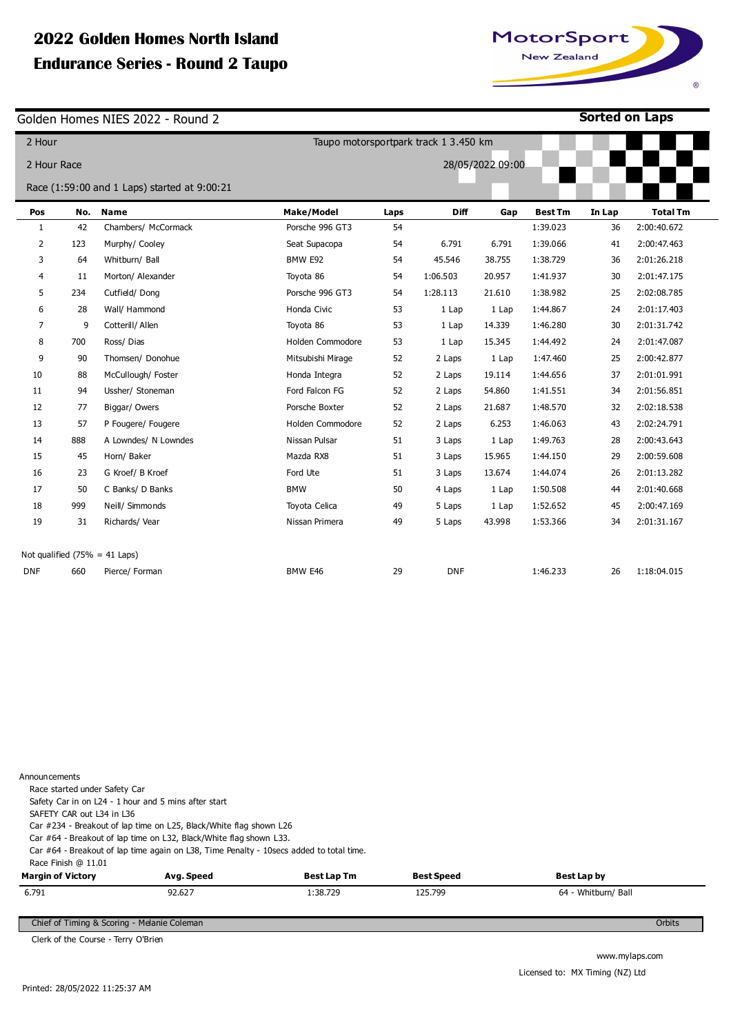# 2022 Golden Homes North Island Endurance Series - Round 2 Taupo

## Golden Homes NIES 2022 - Round 2

**Sorted on Laps**

2 Hour

Taupo motorsportpark track 1 3.450 km

2 Hour Race

28/05/2022 09:00

Race (1:59:00 and 1 Laps) started at 9:00:21

| Pos | No. | Name | Make/Model | Laps | Diff | Gap | Best Tm | In Lap | Total Tm |
|---|---|---|---|---|---|---|---|---|---|
| 1 | 42 | Chambers/ McCormack | Porsche 996 GT3 | 54 | | | 1:39.023 | 36 | 2:00:40.672 |
| 2 | 123 | Murphy/ Cooley | Seat Supacopa | 54 | 6.791 | 6.791 | 1:39.066 | 41 | 2:00:47.463 |
| 3 | 64 | Whitburn/ Ball | BMW E92 | 54 | 45.546 | 38.755 | 1:38.729 | 36 | 2:01:26.218 |
| 4 | 11 | Morton/ Alexander | Toyota 86 | 54 | 1:06.503 | 20.957 | 1:41.937 | 30 | 2:01:47.175 |
| 5 | 234 | Cutfield/ Dong | Porsche 996 GT3 | 54 | 1:28.113 | 21.610 | 1:38.982 | 25 | 2:02:08.785 |
| 6 | 28 | Wall/ Hammond | Honda Civic | 53 | 1 Lap | 1 Lap | 1:44.867 | 24 | 2:01:17.403 |
| 7 | 9 | Cotterill/ Allen | Toyota 86 | 53 | 1 Lap | 14.339 | 1:46.280 | 30 | 2:01:31.742 |
| 8 | 700 | Ross/ Dias | Holden Commodore | 53 | 1 Lap | 15.345 | 1:44.492 | 24 | 2:01:47.087 |
| 9 | 90 | Thomsen/ Donohue | Mitsubishi Mirage | 52 | 2 Laps | 1 Lap | 1:47.460 | 25 | 2:00:42.877 |
| 10 | 88 | McCullough/ Foster | Honda Integra | 52 | 2 Laps | 19.114 | 1:44.656 | 37 | 2:01:01.991 |
| 11 | 94 | Ussher/ Stoneman | Ford Falcon FG | 52 | 2 Laps | 54.860 | 1:41.551 | 34 | 2:01:56.851 |
| 12 | 77 | Biggar/ Owers | Porsche Boxter | 52 | 2 Laps | 21.687 | 1:48.570 | 32 | 2:02:18.538 |
| 13 | 57 | P Fougere/ Fougere | Holden Commodore | 52 | 2 Laps | 6.253 | 1:46.063 | 43 | 2:02:24.791 |
| 14 | 888 | A Lowndes/ N Lowndes | Nissan Pulsar | 51 | 3 Laps | 1 Lap | 1:49.763 | 28 | 2:00:43.643 |
| 15 | 45 | Horn/ Baker | Mazda RX8 | 51 | 3 Laps | 15.965 | 1:44.150 | 29 | 2:00:59.608 |
| 16 | 23 | G Kroef/ B Kroef | Ford Ute | 51 | 3 Laps | 13.674 | 1:44.074 | 26 | 2:01:13.282 |
| 17 | 50 | C Banks/ D Banks | BMW | 50 | 4 Laps | 1 Lap | 1:50.508 | 44 | 2:01:40.668 |
| 18 | 999 | Neill/ Simmonds | Toyota Celica | 49 | 5 Laps | 1 Lap | 1:52.652 | 45 | 2:00:47.169 |
| 19 | 31 | Richards/ Vear | Nissan Primera | 49 | 5 Laps | 43.998 | 1:53.366 | 34 | 2:01:31.167 |
| Not qualified (75% = 41 Laps) | | | | | | | | | |
| DNF | 660 | Pierce/ Forman | BMW E46 | 29 | DNF | | 1:46.233 | 26 | 1:18:04.015 |

Announcements

- Race started under Safety Car
- Safety Car in on L24 - 1 hour and 5 mins after start
- SAFETY CAR out L34 in L36
- Car #234 - Breakout of lap time on L25, Black/White flag shown L26
- Car #64 - Breakout of lap time on L32, Black/White flag shown L33.
- Car #64 - Breakout of lap time again on L38, Time Penalty - 10secs added to total time.
- Race Finish @ 11.01

| Margin of Victory | Avg. Speed | Best Lap Tm | Best Speed | Best Lap by |
|---|---|---|---|---|
| 6.791 | 92.627 | 1:38.729 | 125.799 | 64 - Whitburn/ Ball |

Chief of Timing & Scoring - Melanie Coleman

Orbits

Clerk of the Course - Terry O'Brien

www.mylaps.com

Licensed to: MX Timing (NZ) Ltd

Printed: 28/05/2022 11:25:37 AM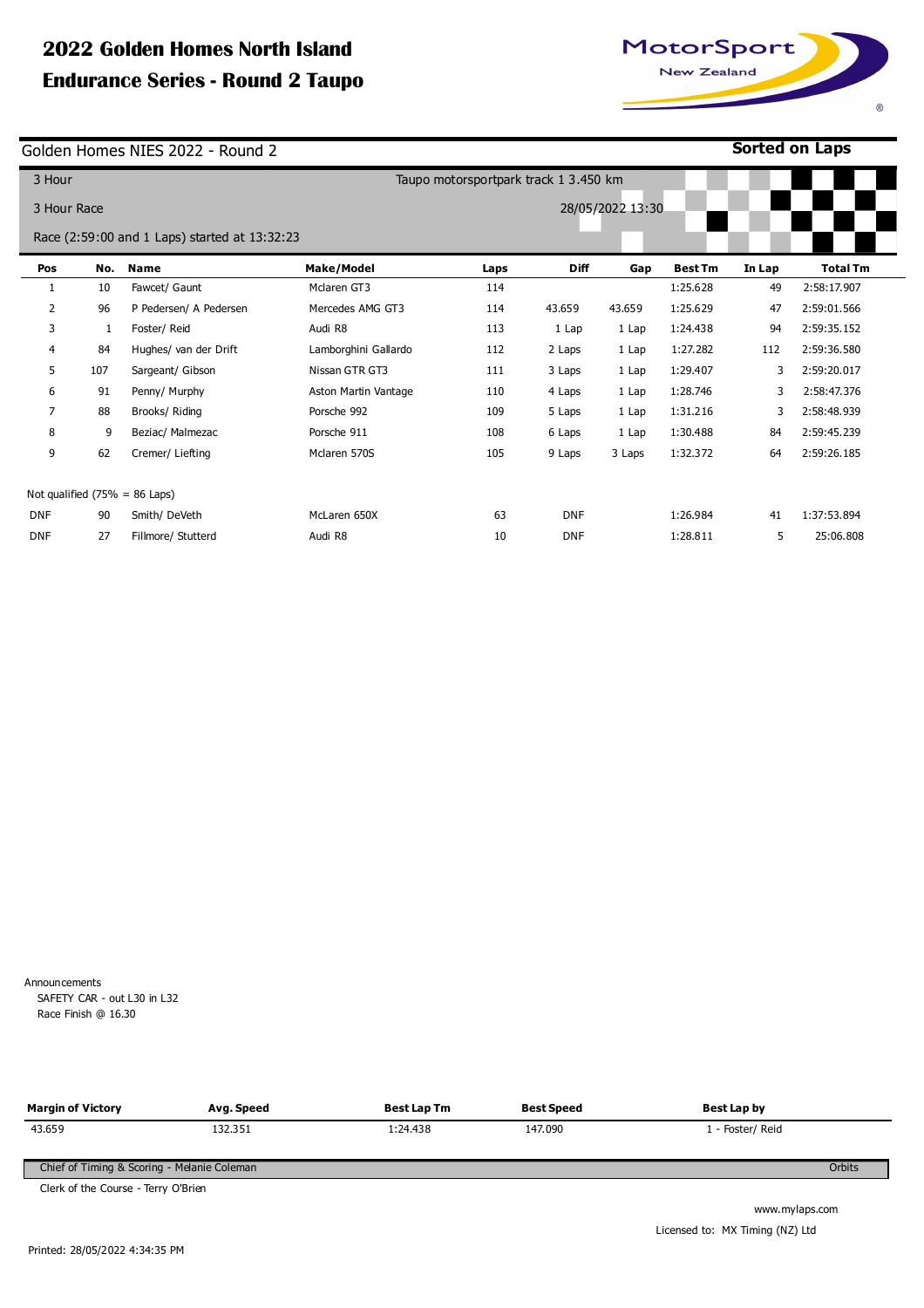# 2022 Golden Homes North Island Endurance Series - Round 2 Taupo

Golden Homes NIES 2022 - Round 2

**Sorted on Laps**

3 Hour — Taupo motorsportpark track 1 3.450 km

3 Hour Race — 28/05/2022 13:30

Race (2:59:00 and 1 Laps) started at 13:32:23

| Pos | No. | Name | Make/Model | Laps | Diff | Gap | Best Tm | In Lap | Total Tm |
|---|---|---|---|---|---|---|---|---|---|
| 1 | 10 | Fawcet/ Gaunt | Mclaren GT3 | 114 | | | 1:25.628 | 49 | 2:58:17.907 |
| 2 | 96 | P Pedersen/ A Pedersen | Mercedes AMG GT3 | 114 | 43.659 | 43.659 | 1:25.629 | 47 | 2:59:01.566 |
| 3 | 1 | Foster/ Reid | Audi R8 | 113 | 1 Lap | 1 Lap | 1:24.438 | 94 | 2:59:35.152 |
| 4 | 84 | Hughes/ van der Drift | Lamborghini Gallardo | 112 | 2 Laps | 1 Lap | 1:27.282 | 112 | 2:59:36.580 |
| 5 | 107 | Sargeant/ Gibson | Nissan GTR GT3 | 111 | 3 Laps | 1 Lap | 1:29.407 | 3 | 2:59:20.017 |
| 6 | 91 | Penny/ Murphy | Aston Martin Vantage | 110 | 4 Laps | 1 Lap | 1:28.746 | 3 | 2:58:47.376 |
| 7 | 88 | Brooks/ Riding | Porsche 992 | 109 | 5 Laps | 1 Lap | 1:31.216 | 3 | 2:58:48.939 |
| 8 | 9 | Beziac/ Malmezac | Porsche 911 | 108 | 6 Laps | 1 Lap | 1:30.488 | 84 | 2:59:45.239 |
| 9 | 62 | Cremer/ Liefting | Mclaren 570S | 105 | 9 Laps | 3 Laps | 1:32.372 | 64 | 2:59:26.185 |
| Not qualified (75% = 86 Laps) | | | | | | | | | |
| DNF | 90 | Smith/ DeVeth | McLaren 650X | 63 | DNF | | 1:26.984 | 41 | 1:37:53.894 |
| DNF | 27 | Fillmore/ Stutterd | Audi R8 | 10 | DNF | | 1:28.811 | 5 | 25:06.808 |

Announcements
- SAFETY CAR - out L30 in L32
- Race Finish @ 16.30

| Margin of Victory | Avg. Speed | Best Lap Tm | Best Speed | Best Lap by |
|---|---|---|---|---|
| 43.659 | 132.351 | 1:24.438 | 147.090 | 1 - Foster/ Reid |

Chief of Timing & Scoring - Melanie Coleman — Orbits

Clerk of the Course - Terry O'Brien

www.mylaps.com

Licensed to: MX Timing (NZ) Ltd

Printed: 28/05/2022 4:34:35 PM